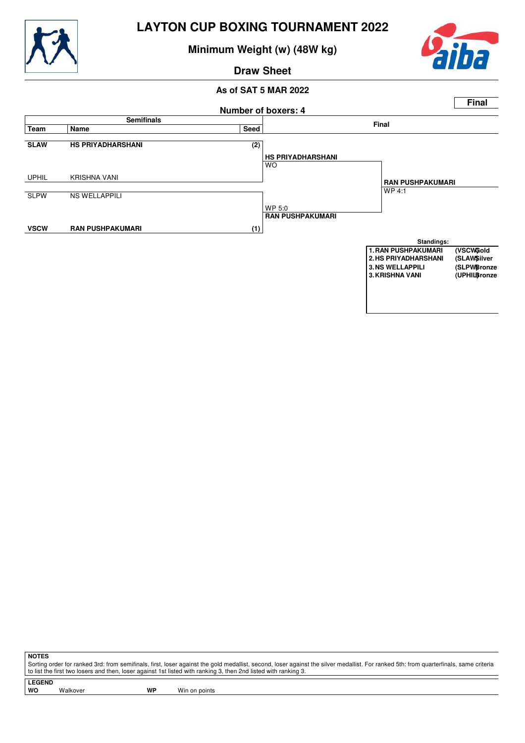# LAYTON CUP BOXING TOURNAMENT 2022

## Minimum Weight (w) (48W kg)

## Draw Sheet

**As of SAT 5 MAR 2022**

**Final**

**Number of boxers: 4**

| Team | Name | Seed | Semifinals result | Final |
|---|---|---|---|---|
| **SLAW** | **HS PRIYADHARSHANI** | (2) | **HS PRIYADHARSHANI** WO | |
| UPHIL | KRISHNA VANI | | | **RAN PUSHPAKUMARI** WP 4:1 |
| SLPW | NS WELLAPPILI | | WP 5:0 **RAN PUSHPAKUMARI** | |
| **VSCW** | **RAN PUSHPAKUMARI** | (1) | | |

**Standings:**

| Rank | Name | Team | Medal |
|---|---|---|---|
| 1. | RAN PUSHPAKUMARI | (VSCW) | Gold |
| 2. | HS PRIYADHARSHANI | (SLAW) | Silver |
| 3. | NS WELLAPPILI | (SLPW) | Bronze |
| 3. | KRISHNA VANI | (UPHIL) | Bronze |

**NOTES**

Sorting order for ranked 3rd: from semifinals, first, loser against the gold medallist, second, loser against the silver medallist. For ranked 5th: from quarterfinals, same criteria to list the first two losers and then, loser against 1st listed with ranking 3, then 2nd listed with ranking 3.

**LEGEND**

| | | | |
|---|---|---|---|
| **WO** | Walkover | **WP** | Win on points |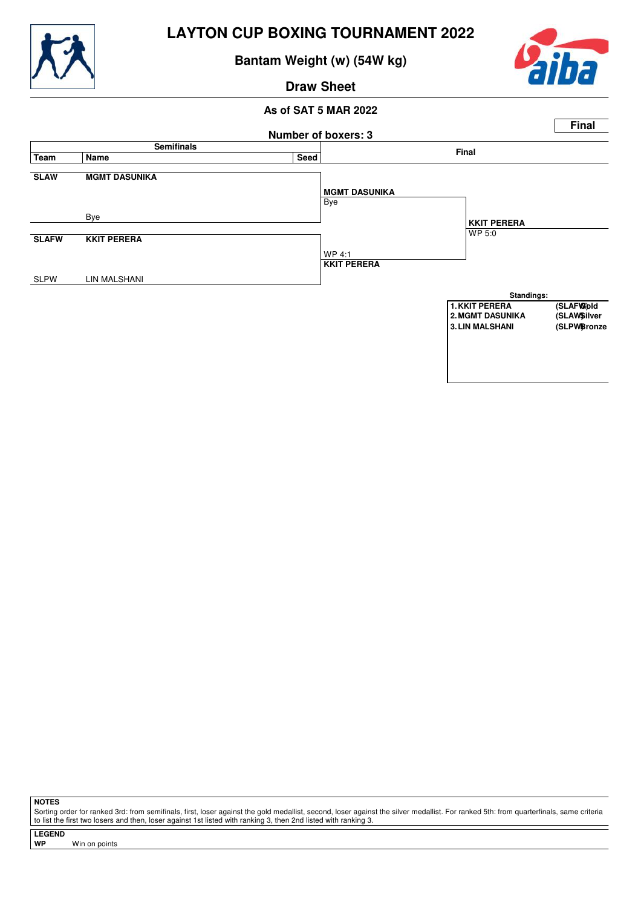# LAYTON CUP BOXING TOURNAMENT 2022

## Bantam Weight (w) (54W kg)

## Draw Sheet

**As of SAT 5 MAR 2022**

**Final**

**Number of boxers: 3**

| Team | Name | Seed | Semifinals | Final |
|---|---|---|---|---|
| **SLAW** | **MGMT DASUNIKA** | | **MGMT DASUNIKA** Bye | **KKIT PERERA** WP 5:0 |
| | Bye | | | |
| **SLAFW** | **KKIT PERERA** | | WP 4:1 **KKIT PERERA** | |
| SLPW | LIN MALSHANI | | | |

**Standings:**

| | | |
|---|---|---|
| **1. KKIT PERERA** | **(SLAFW)** | **Gold** |
| **2. MGMT DASUNIKA** | **(SLAW)** | **Silver** |
| **3. LIN MALSHANI** | **(SLPW)** | **Bronze** |

**NOTES**

Sorting order for ranked 3rd: from semifinals, first, loser against the gold medallist, second, loser against the silver medallist. For ranked 5th: from quarterfinals, same criteria to list the first two losers and then, loser against 1st listed with ranking 3, then 2nd listed with ranking 3.

**LEGEND**

**WP** Win on points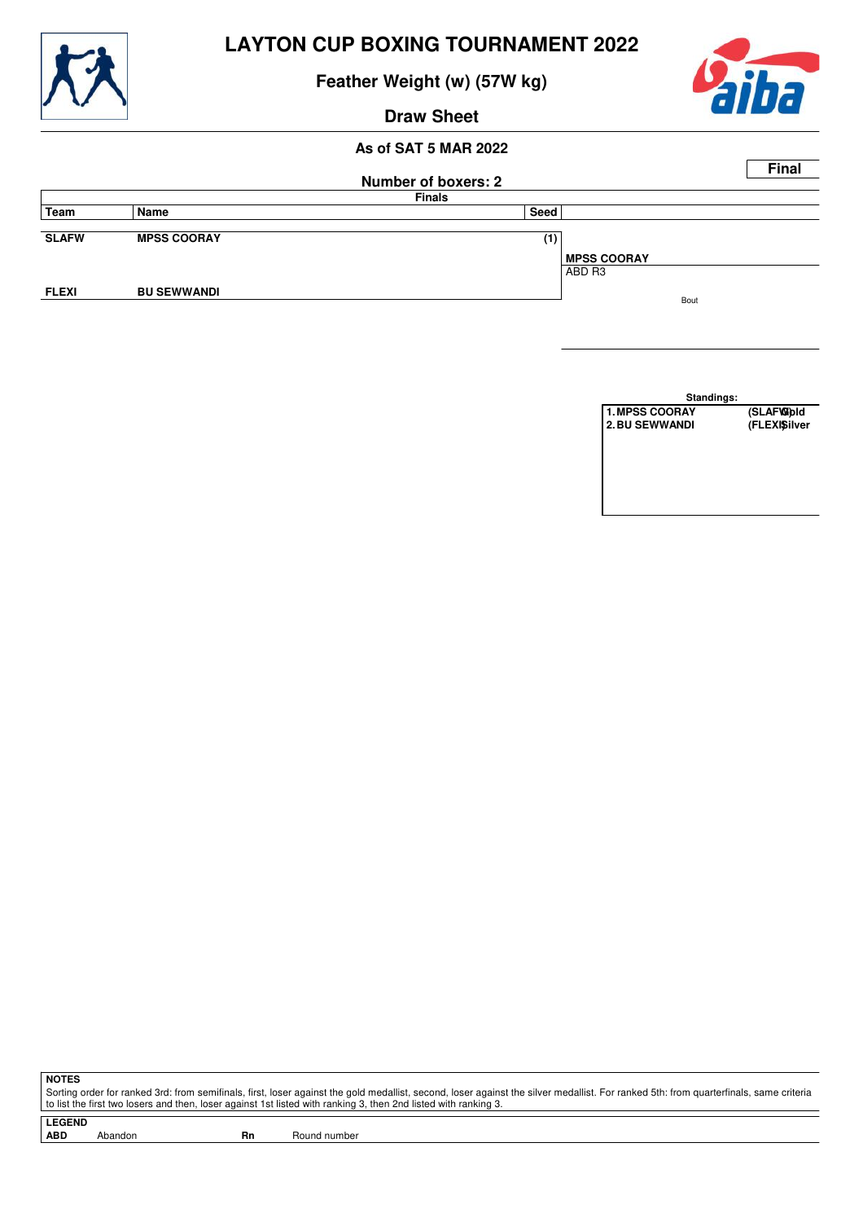# LAYTON CUP BOXING TOURNAMENT 2022

## Feather Weight (w) (57W kg)

## Draw Sheet

**As of SAT 5 MAR 2022**

**Final**

**Number of boxers: 2**

| Finals | | | |
|---|---|---|---|
| **Team** | **Name** | **Seed** | |
| **SLAFW** | **MPSS COORAY** | **(1)** | **MPSS COORAY** ABD R3 |
| **FLEXI** | **BU SEWWANDI** | | Bout |

**Standings:**

| | | |
|---|---|---|
| **1. MPSS COORAY** | **(SLAFW)** | **Gold** |
| **2. BU SEWWANDI** | **(FLEXI)** | **Silver** |

**NOTES**

Sorting order for ranked 3rd: from semifinals, first, loser against the gold medallist, second, loser against the silver medallist. For ranked 5th: from quarterfinals, same criteria to list the first two losers and then, loser against 1st listed with ranking 3, then 2nd listed with ranking 3.

**LEGEND**

| | | | |
|---|---|---|---|
| **ABD** | Abandon | **Rn** | Round number |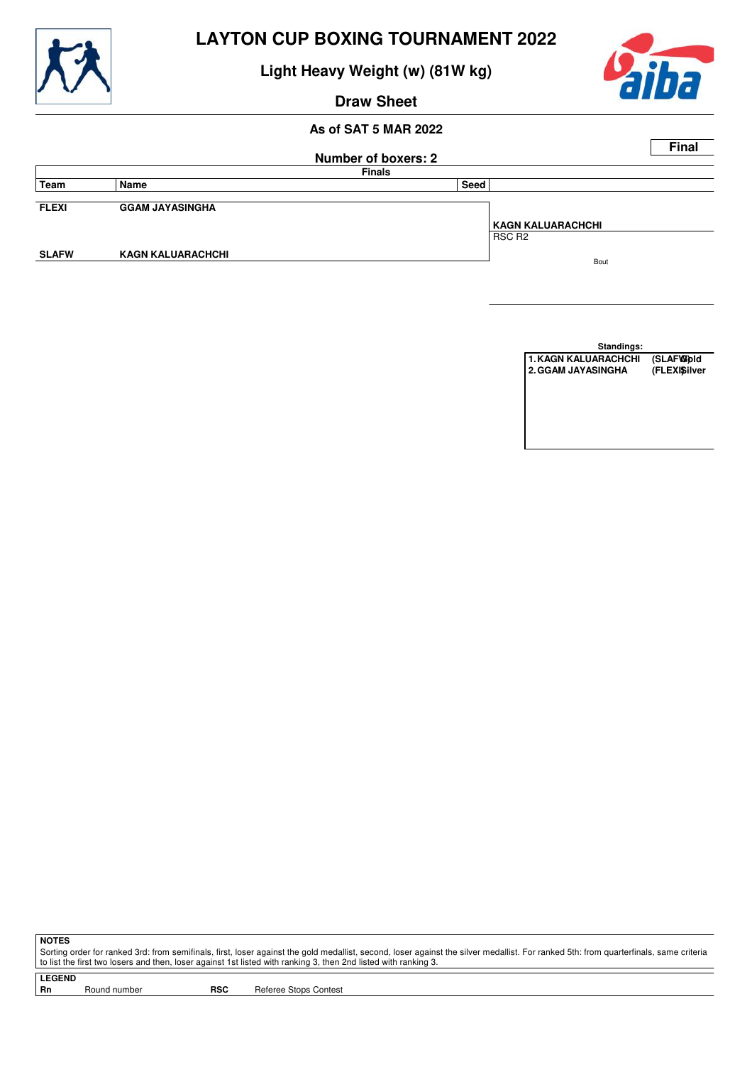# LAYTON CUP BOXING TOURNAMENT 2022

## Light Heavy Weight (w) (81W kg)

## Draw Sheet

**As of SAT 5 MAR 2022**

**Final**

**Number of boxers: 2**

**Finals**

| Team | Name | Seed | |
|---|---|---|---|
| FLEXI | GGAM JAYASINGHA | | |
| | | | **KAGN KALUARACHCHI** RSC R2 |
| SLAFW | KAGN KALUARACHCHI | | |

Bout

**Standings:**

| | | |
|---|---|---|
| 1. KAGN KALUARACHCHI | (SLAFW) | Gold |
| 2. GGAM JAYASINGHA | (FLEXI) | Silver |

**NOTES**

Sorting order for ranked 3rd: from semifinals, first, loser against the gold medallist, second, loser against the silver medallist. For ranked 5th: from quarterfinals, same criteria to list the first two losers and then, loser against 1st listed with ranking 3, then 2nd listed with ranking 3.

**LEGEND**

| | | | |
|---|---|---|---|
| **Rn** | Round number | **RSC** | Referee Stops Contest |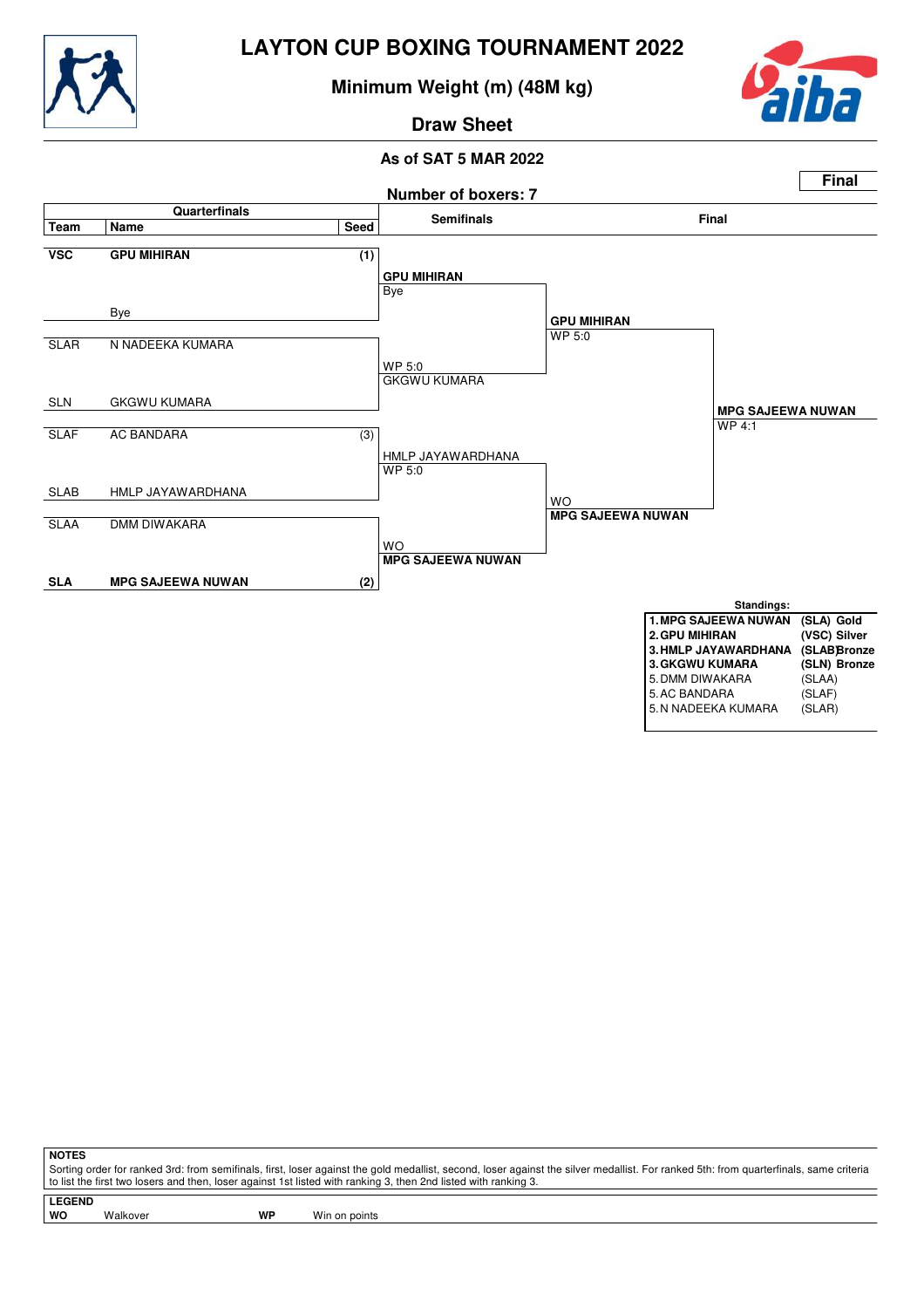# LAYTON CUP BOXING TOURNAMENT 2022

## Minimum Weight (m) (48M kg)

### Draw Sheet

**As of SAT 5 MAR 2022**

**Final**

**Number of boxers: 7**

### Quarterfinals

| Team | Name | Seed |
|---|---|---|
| **VSC** | **GPU MIHIRAN** | **(1)** |
| | Bye | |
| SLAR | N NADEEKA KUMARA | |
| SLN | GKGWU KUMARA | |
| SLAF | AC BANDARA | (3) |
| SLAB | HMLP JAYAWARDHANA | |
| SLAA | DMM DIWAKARA | |
| **SLA** | **MPG SAJEEWA NUWAN** | **(2)** |

### Semifinals

- **GPU MIHIRAN** – Bye
- **GKGWU KUMARA** – WP 5:0
- **HMLP JAYAWARDHANA** – WP 5:0
- **MPG SAJEEWA NUWAN** – WO

### Final

- **GPU MIHIRAN** – WP 5:0
- **MPG SAJEEWA NUWAN** – WO

### Winner

**MPG SAJEEWA NUWAN** – WP 4:1

### Standings:

| Rank | Name | Team / Medal |
|---|---|---|
| 1. | **MPG SAJEEWA NUWAN** | **(SLA) Gold** |
| 2. | **GPU MIHIRAN** | **(VSC) Silver** |
| 3. | **HMLP JAYAWARDHANA** | **(SLAB) Bronze** |
| 3. | **GKGWU KUMARA** | **(SLN) Bronze** |
| 5. | DMM DIWAKARA | (SLAA) |
| 5. | AC BANDARA | (SLAF) |
| 5. | N NADEEKA KUMARA | (SLAR) |

**NOTES**

Sorting order for ranked 3rd: from semifinals, first, loser against the gold medallist, second, loser against the silver medallist. For ranked 5th: from quarterfinals, same criteria to list the first two losers and then, loser against 1st listed with ranking 3, then 2nd listed with ranking 3.

**LEGEND**

| | | | |
|---|---|---|---|
| **WO** | Walkover | **WP** | Win on points |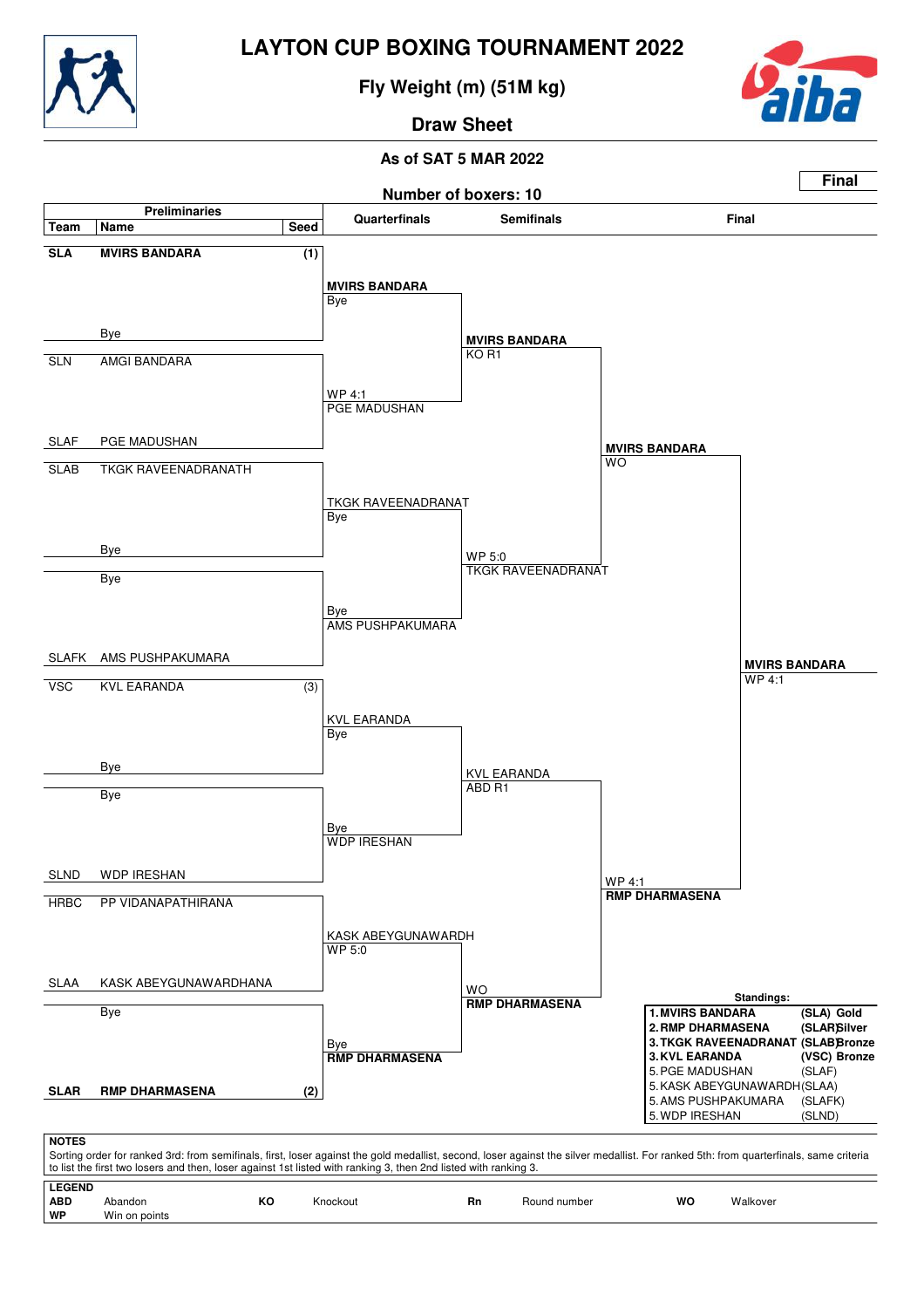# LAYTON CUP BOXING TOURNAMENT 2022

## Fly Weight (m) (51M kg)

## Draw Sheet

**As of SAT 5 MAR 2022**

**Final**

**Number of boxers: 10**

### Preliminaries

| Team | Name | Seed |
|---|---|---|
| **SLA** | **MVIRS BANDARA** | **(1)** |
| | Bye | |
| SLN | AMGI BANDARA | |
| SLAF | PGE MADUSHAN | |
| SLAB | TKGK RAVEENADRANATH | |
| | Bye | |
| | Bye | |
| SLAFK | AMS PUSHPAKUMARA | |
| VSC | KVL EARANDA | (3) |
| | Bye | |
| | Bye | |
| SLND | WDP IRESHAN | |
| HRBC | PP VIDANAPATHIRANA | |
| SLAA | KASK ABEYGUNAWARDHANA | |
| | Bye | |
| **SLAR** | **RMP DHARMASENA** | **(2)** |

### Quarterfinals

- **MVIRS BANDARA** – Bye
- PGE MADUSHAN – WP 4:1
- TKGK RAVEENADRANAT – Bye
- AMS PUSHPAKUMARA – Bye
- KVL EARANDA – Bye
- WDP IRESHAN – Bye
- KASK ABEYGUNAWARDH – WP 5:0
- **RMP DHARMASENA** – Bye

### Semifinals

- **MVIRS BANDARA** – KO R1
- TKGK RAVEENADRANAT – WP 5:0
- KVL EARANDA – ABD R1
- **RMP DHARMASENA** – WO

### Final

- **MVIRS BANDARA** – WO
- **RMP DHARMASENA** – WP 4:1

**Winner: MVIRS BANDARA** – WP 4:1

### Standings:

| | | |
|---|---|---|
| 1. **MVIRS BANDARA** | **(SLA)** | **Gold** |
| 2. **RMP DHARMASENA** | **(SLAR)** | **Silver** |
| 3. **TKGK RAVEENADRANAT** | **(SLAB)** | **Bronze** |
| 3. **KVL EARANDA** | **(VSC)** | **Bronze** |
| 5. PGE MADUSHAN | (SLAF) | |
| 5. KASK ABEYGUNAWARDH | (SLAA) | |
| 5. AMS PUSHPAKUMARA | (SLAFK) | |
| 5. WDP IRESHAN | (SLND) | |

**NOTES**

Sorting order for ranked 3rd: from semifinals, first, loser against the gold medallist, second, loser against the silver medallist. For ranked 5th: from quarterfinals, same criteria to list the first two losers and then, loser against 1st listed with ranking 3, then 2nd listed with ranking 3.

**LEGEND**

| | | | | | | | |
|---|---|---|---|---|---|---|---|
| **ABD** | Abandon | **KO** | Knockout | **Rn** | Round number | **WO** | Walkover |
| **WP** | Win on points | | | | | | |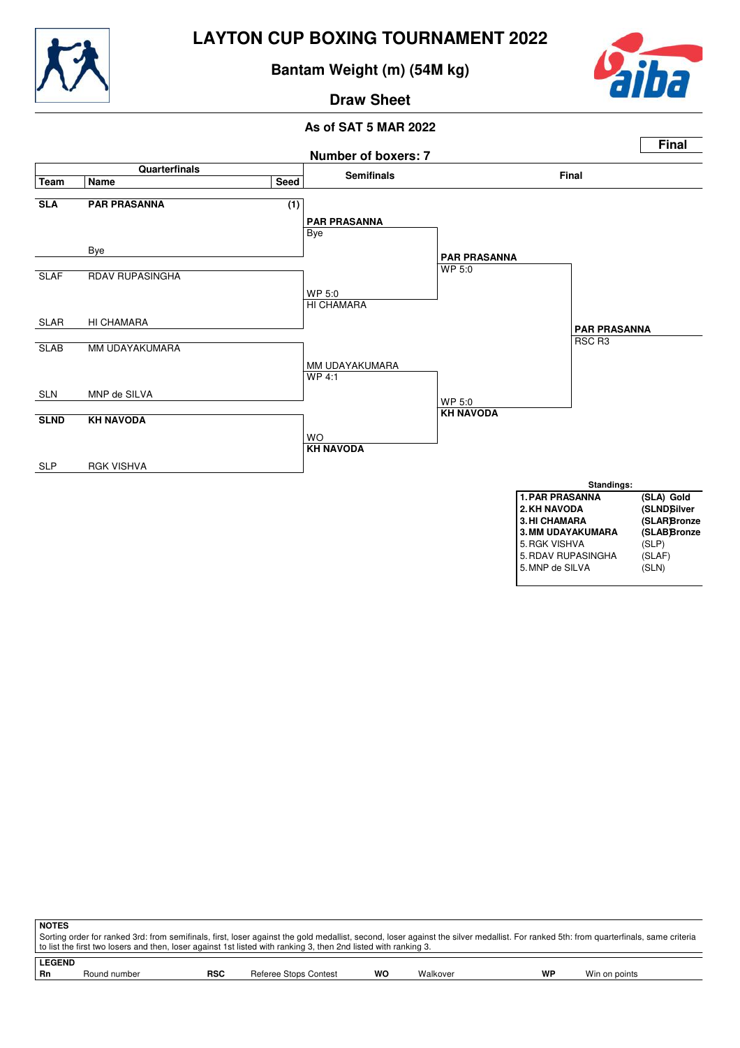# LAYTON CUP BOXING TOURNAMENT 2022

## Bantam Weight (m) (54M kg)

### Draw Sheet

**As of SAT 5 MAR 2022**

**Final**

**Number of boxers: 7**

| Team | Name | Seed | Semifinals | Final | |
|---|---|---|---|---|---|
| **SLA** | **PAR PRASANNA** | (1) | **PAR PRASANNA** Bye | **PAR PRASANNA** WP 5:0 | **PAR PRASANNA** RSC R3 |
| | Bye | | | | |
| SLAF | RDAV RUPASINGHA | | WP 5:0 HI CHAMARA | | |
| SLAR | HI CHAMARA | | | | |
| SLAB | MM UDAYAKUMARA | | MM UDAYAKUMARA WP 4:1 | WP 5:0 **KH NAVODA** | |
| SLN | MNP de SILVA | | | | |
| **SLND** | **KH NAVODA** | | WO **KH NAVODA** | | |
| SLP | RGK VISHVA | | | | |

**Standings:**

| | | |
|---|---|---|
| **1. PAR PRASANNA** | **(SLA)** | **Gold** |
| **2. KH NAVODA** | **(SLND)** | **Silver** |
| **3. HI CHAMARA** | **(SLAR)** | **Bronze** |
| **3. MM UDAYAKUMARA** | **(SLAB)** | **Bronze** |
| 5. RGK VISHVA | (SLP) | |
| 5. RDAV RUPASINGHA | (SLAF) | |
| 5. MNP de SILVA | (SLN) | |

**NOTES**

Sorting order for ranked 3rd: from semifinals, first, loser against the gold medallist, second, loser against the silver medallist. For ranked 5th: from quarterfinals, same criteria to list the first two losers and then, loser against 1st listed with ranking 3, then 2nd listed with ranking 3.

**LEGEND**

| | | | | | | | |
|---|---|---|---|---|---|---|---|
| **Rn** | Round number | **RSC** | Referee Stops Contest | **WO** | Walkover | **WP** | Win on points |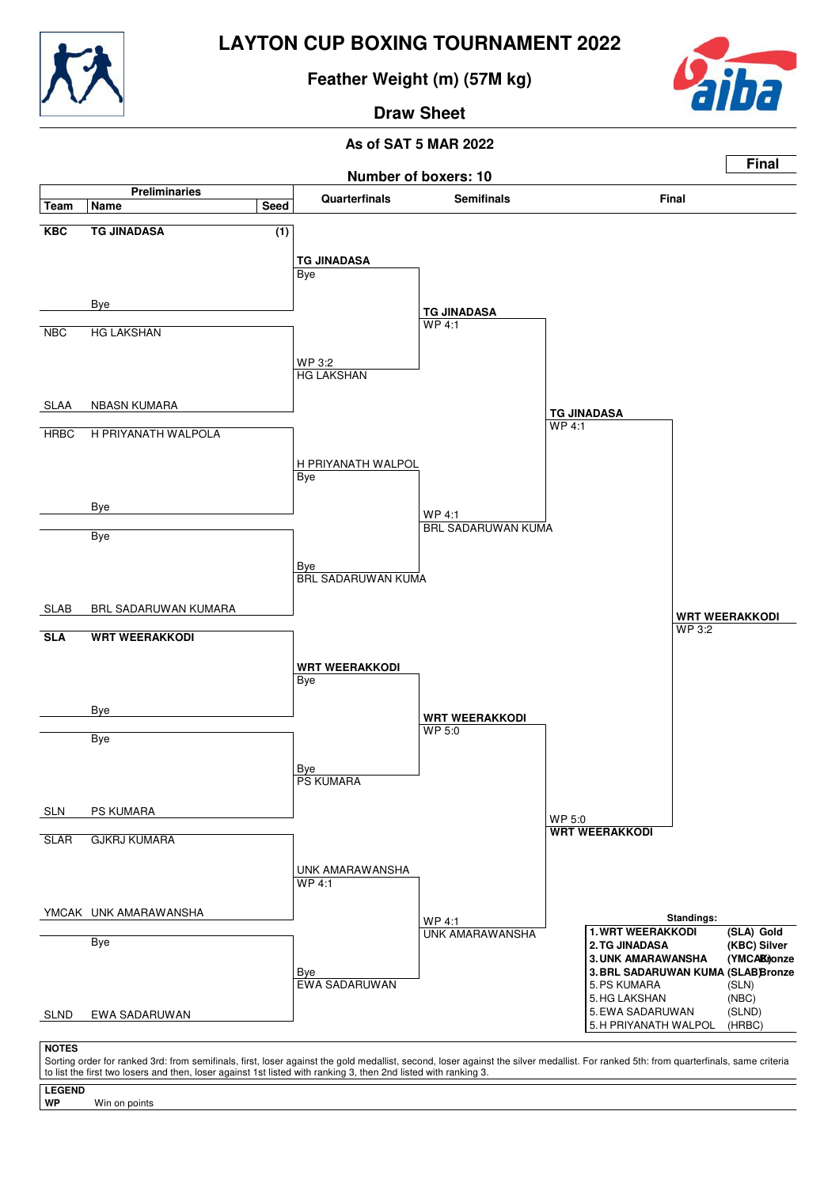# LAYTON CUP BOXING TOURNAMENT 2022

## Feather Weight (m) (57M kg)

## Draw Sheet

**As of SAT 5 MAR 2022**

**Final**

**Number of boxers: 10**

### Preliminaries

| Team | Name | Seed |
|---|---|---|
| **KBC** | **TG JINADASA** | **(1)** |
| | Bye | |
| NBC | HG LAKSHAN | |
| SLAA | NBASN KUMARA | |
| HRBC | H PRIYANATH WALPOLA | |
| | Bye | |
| | Bye | |
| SLAB | BRL SADARUWAN KUMARA | |
| **SLA** | **WRT WEERAKKODI** | |
| | Bye | |
| | Bye | |
| SLN | PS KUMARA | |
| SLAR | GJKRJ KUMARA | |
| YMCAK | UNK AMARAWANSHA | |
| | Bye | |
| SLND | EWA SADARUWAN | |

### Quarterfinals

- **TG JINADASA** — Bye
- HG LAKSHAN — WP 3:2
- H PRIYANATH WALPOL — Bye
- BRL SADARUWAN KUMA — Bye
- **WRT WEERAKKODI** — Bye
- PS KUMARA — Bye
- UNK AMARAWANSHA — WP 4:1
- EWA SADARUWAN — Bye

### Semifinals

- **TG JINADASA** — WP 4:1
- BRL SADARUWAN KUMA — WP 4:1
- **WRT WEERAKKODI** — WP 5:0
- UNK AMARAWANSHA — WP 4:1

### Final

- **TG JINADASA** — WP 4:1
- **WRT WEERAKKODI** — WP 5:0

**WRT WEERAKKODI** — WP 3:2

### Standings:

| Rank | Name | Team | Medal |
|---|---|---|---|
| 1. | **WRT WEERAKKODI** | **(SLA)** | **Gold** |
| 2. | **TG JINADASA** | **(KBC)** | **Silver** |
| 3. | **UNK AMARAWANSHA** | **(YMCAK)** | **Bronze** |
| 3. | **BRL SADARUWAN KUMA** | **(SLAB)** | **Bronze** |
| 5. | PS KUMARA | (SLN) | |
| 5. | HG LAKSHAN | (NBC) | |
| 5. | EWA SADARUWAN | (SLND) | |
| 5. | H PRIYANATH WALPOL | (HRBC) | |

**NOTES**

Sorting order for ranked 3rd: from semifinals, first, loser against the gold medallist, second, loser against the silver medallist. For ranked 5th: from quarterfinals, same criteria to list the first two losers and then, loser against 1st listed with ranking 3, then 2nd listed with ranking 3.

**LEGEND**

**WP** Win on points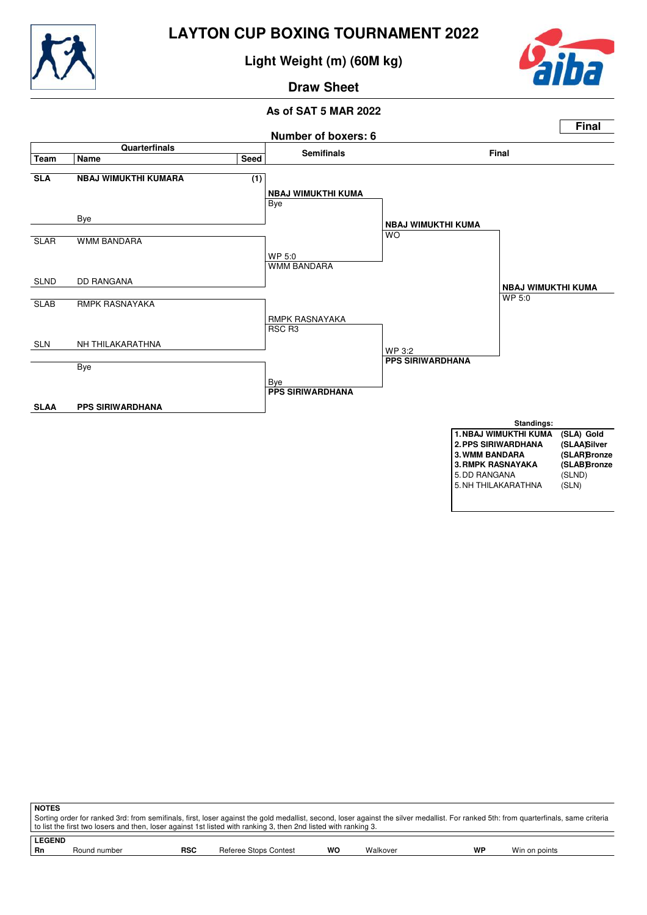# LAYTON CUP BOXING TOURNAMENT 2022

## Light Weight (m) (60M kg)

## Draw Sheet

**As of SAT 5 MAR 2022**

**Final**

**Number of boxers: 6**

### Quarterfinals

| Team | Name | Seed |
|---|---|---|
| **SLA** | **NBAJ WIMUKTHI KUMARA** | **(1)** |
| | Bye | |
| SLAR | WMM BANDARA | |
| SLND | DD RANGANA | |
| SLAB | RMPK RASNAYAKA | |
| SLN | NH THILAKARATHNA | |
| | Bye | |
| **SLAA** | **PPS SIRIWARDHANA** | |

### Semifinals

- **NBAJ WIMUKTHI KUMA** — Bye
- WMM BANDARA — WP 5:0
- RMPK RASNAYAKA — RSC R3
- **PPS SIRIWARDHANA** — Bye

### Final

- **NBAJ WIMUKTHI KUMA** — WO
- **PPS SIRIWARDHANA** — WP 3:2

### Winner

**NBAJ WIMUKTHI KUMA** — WP 5:0

### Standings:

| Rank | Name | Team | Medal |
|---|---|---|---|
| **1.** | **NBAJ WIMUKTHI KUMA** | **(SLA)** | **Gold** |
| **2.** | **PPS SIRIWARDHANA** | **(SLAA)** | **Silver** |
| **3.** | **WMM BANDARA** | **(SLAR)** | **Bronze** |
| **3.** | **RMPK RASNAYAKA** | **(SLAB)** | **Bronze** |
| 5. | DD RANGANA | (SLND) | |
| 5. | NH THILAKARATHNA | (SLN) | |

**NOTES**

Sorting order for ranked 3rd: from semifinals, first, loser against the gold medallist, second, loser against the silver medallist. For ranked 5th: from quarterfinals, same criteria to list the first two losers and then, loser against 1st listed with ranking 3, then 2nd listed with ranking 3.

**LEGEND**

| | | | | | | | |
|---|---|---|---|---|---|---|---|
| **Rn** | Round number | **RSC** | Referee Stops Contest | **WO** | Walkover | **WP** | Win on points |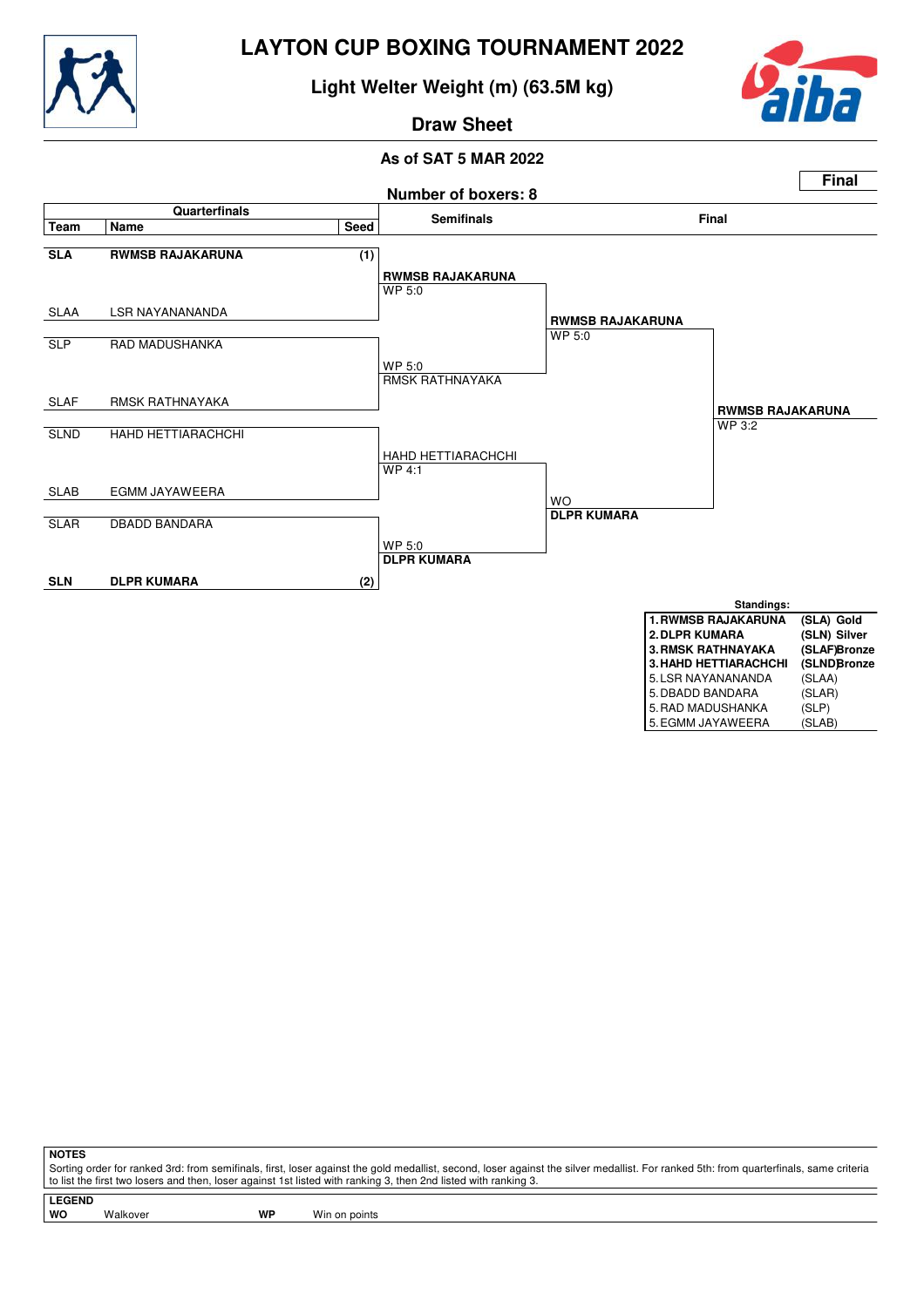# LAYTON CUP BOXING TOURNAMENT 2022

## Light Welter Weight (m) (63.5M kg)

### Draw Sheet

**As of SAT 5 MAR 2022**

**Final**

**Number of boxers: 8**

| Team | Name | Seed | Semifinals | Final | |
|---|---|---|---|---|---|
| **SLA** | **RWMSB RAJAKARUNA** | **(1)** | **RWMSB RAJAKARUNA** WP 5:0 | **RWMSB RAJAKARUNA** WP 5:0 | **RWMSB RAJAKARUNA** WP 3:2 |
| SLAA | LSR NAYANANANDA | | | | |
| SLP | RAD MADUSHANKA | | WP 5:0 RMSK RATHNAYAKA | | |
| SLAF | RMSK RATHNAYAKA | | | | |
| SLND | HAHD HETTIARACHCHI | | HAHD HETTIARACHCHI WP 4:1 | WO **DLPR KUMARA** | |
| SLAB | EGMM JAYAWEERA | | | | |
| SLAR | DBADD BANDARA | | WP 5:0 **DLPR KUMARA** | | |
| **SLN** | **DLPR KUMARA** | **(2)** | | | |

**Standings:**

| | | |
|---|---|---|
| **1. RWMSB RAJAKARUNA** | **(SLA)** | **Gold** |
| **2. DLPR KUMARA** | **(SLN)** | **Silver** |
| **3. RMSK RATHNAYAKA** | **(SLAF)** | **Bronze** |
| **3. HAHD HETTIARACHCHI** | **(SLND)** | **Bronze** |
| 5. LSR NAYANANANDA | (SLAA) | |
| 5. DBADD BANDARA | (SLAR) | |
| 5. RAD MADUSHANKA | (SLP) | |
| 5. EGMM JAYAWEERA | (SLAB) | |

**NOTES**

Sorting order for ranked 3rd: from semifinals, first, loser against the gold medallist, second, loser against the silver medallist. For ranked 5th: from quarterfinals, same criteria to list the first two losers and then, loser against 1st listed with ranking 3, then 2nd listed with ranking 3.

**LEGEND**

| | | | |
|---|---|---|---|
| **WO** | Walkover | **WP** | Win on points |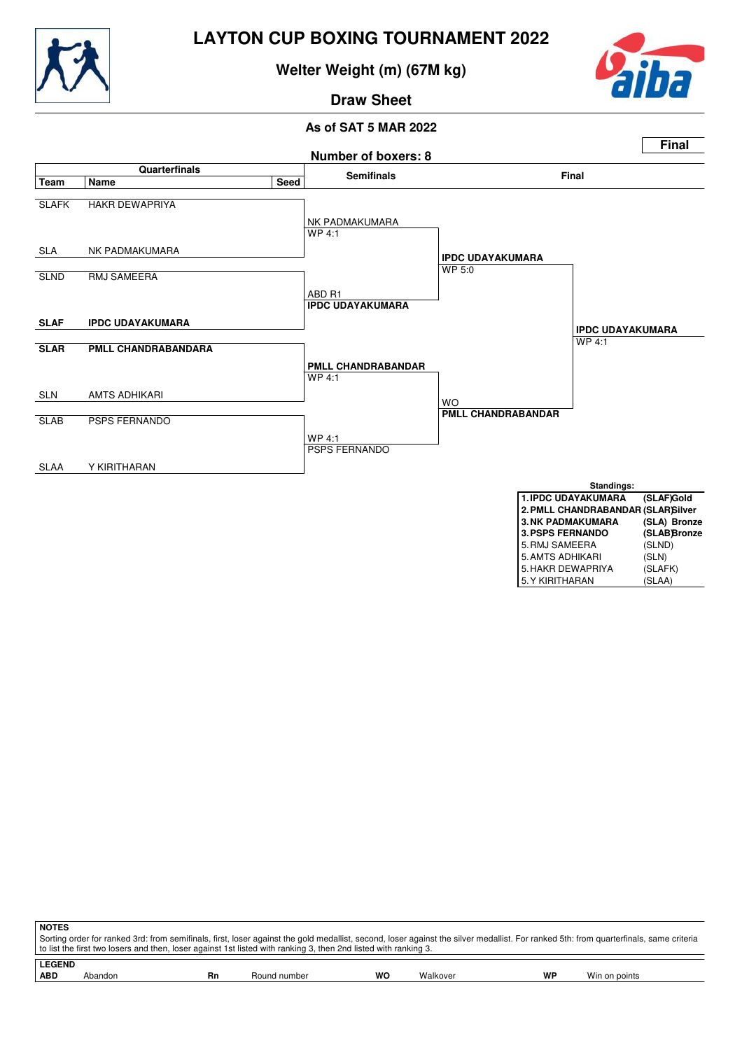# LAYTON CUP BOXING TOURNAMENT 2022

## Welter Weight (m) (67M kg)

### Draw Sheet

**As of SAT 5 MAR 2022**

**Final**

**Number of boxers: 8**

### Quarterfinals

| Team | Name | Seed |
|---|---|---|
| SLAFK | HAKR DEWAPRIYA | |
| SLA | NK PADMAKUMARA | |
| SLND | RMJ SAMEERA | |
| **SLAF** | **IPDC UDAYAKUMARA** | |
| **SLAR** | **PMLL CHANDRABANDARA** | |
| SLN | AMTS ADHIKARI | |
| SLAB | PSPS FERNANDO | |
| SLAA | Y KIRITHARAN | |

### Semifinals

- NK PADMAKUMARA — WP 4:1
- ABD R1 — **IPDC UDAYAKUMARA**
- **PMLL CHANDRABANDAR** — WP 4:1
- WP 4:1 — PSPS FERNANDO

### Final

- **IPDC UDAYAKUMARA** — WP 5:0
- WO — **PMLL CHANDRABANDAR**

**IPDC UDAYAKUMARA** — WP 4:1

### Standings:

| Rank | Name | Team | Medal |
|---|---|---|---|
| **1.** | **IPDC UDAYAKUMARA** | **(SLAF)** | **Gold** |
| **2.** | **PMLL CHANDRABANDAR** | **(SLAR)** | **Silver** |
| **3.** | **NK PADMAKUMARA** | **(SLA)** | **Bronze** |
| **3.** | **PSPS FERNANDO** | **(SLAB)** | **Bronze** |
| 5. | RMJ SAMEERA | (SLND) | |
| 5. | AMTS ADHIKARI | (SLN) | |
| 5. | HAKR DEWAPRIYA | (SLAFK) | |
| 5. | Y KIRITHARAN | (SLAA) | |

**NOTES**

Sorting order for ranked 3rd: from semifinals, first, loser against the gold medallist, second, loser against the silver medallist. For ranked 5th: from quarterfinals, same criteria to list the first two losers and then, loser against 1st listed with ranking 3, then 2nd listed with ranking 3.

**LEGEND**

| | | | | | | | |
|---|---|---|---|---|---|---|---|
| **ABD** | Abandon | **Rn** | Round number | **WO** | Walkover | **WP** | Win on points |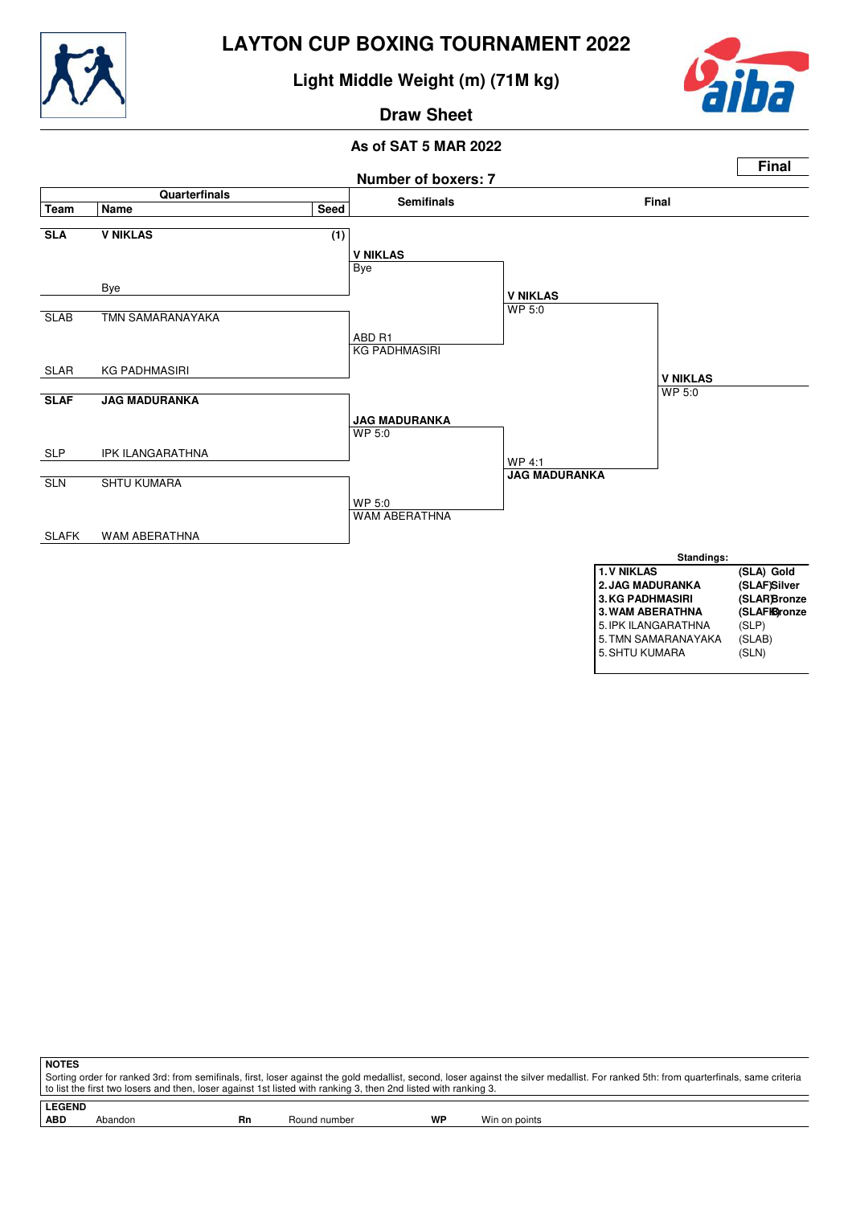# LAYTON CUP BOXING TOURNAMENT 2022

## Light Middle Weight (m) (71M kg)

## Draw Sheet

**As of SAT 5 MAR 2022**

**Final**

**Number of boxers: 7**

### Quarterfinals

| Team | Name | Seed |
|---|---|---|
| **SLA** | **V NIKLAS** | **(1)** |
| | Bye | |
| SLAB | TMN SAMARANAYAKA | |
| SLAR | KG PADHMASIRI | |
| **SLAF** | **JAG MADURANKA** | |
| SLP | IPK ILANGARATHNA | |
| SLN | SHTU KUMARA | |
| SLAFK | WAM ABERATHNA | |

### Semifinals

| Winner | Result |
|---|---|
| **V NIKLAS** | Bye |
| KG PADHMASIRI | ABD R1 |
| **JAG MADURANKA** | WP 5:0 |
| WAM ABERATHNA | WP 5:0 |

### Final

| Winner | Result |
|---|---|
| **V NIKLAS** | WP 5:0 |
| **JAG MADURANKA** | WP 4:1 |

**Winner: V NIKLAS** – WP 5:0

### Standings:

| Rank | Name | Team | Medal |
|---|---|---|---|
| **1.** | **V NIKLAS** | **(SLA)** | **Gold** |
| **2.** | **JAG MADURANKA** | **(SLAF)** | **Silver** |
| **3.** | **KG PADHMASIRI** | **(SLAR)** | **Bronze** |
| **3.** | **WAM ABERATHNA** | **(SLAFK)** | **Bronze** |
| 5. | IPK ILANGARATHNA | (SLP) | |
| 5. | TMN SAMARANAYAKA | (SLAB) | |
| 5. | SHTU KUMARA | (SLN) | |

**NOTES**

Sorting order for ranked 3rd: from semifinals, first, loser against the gold medallist, second, loser against the silver medallist. For ranked 5th: from quarterfinals, same criteria to list the first two losers and then, loser against 1st listed with ranking 3, then 2nd listed with ranking 3.

**LEGEND**

| | | | | | |
|---|---|---|---|---|---|
| **ABD** | Abandon | **Rn** | Round number | **WP** | Win on points |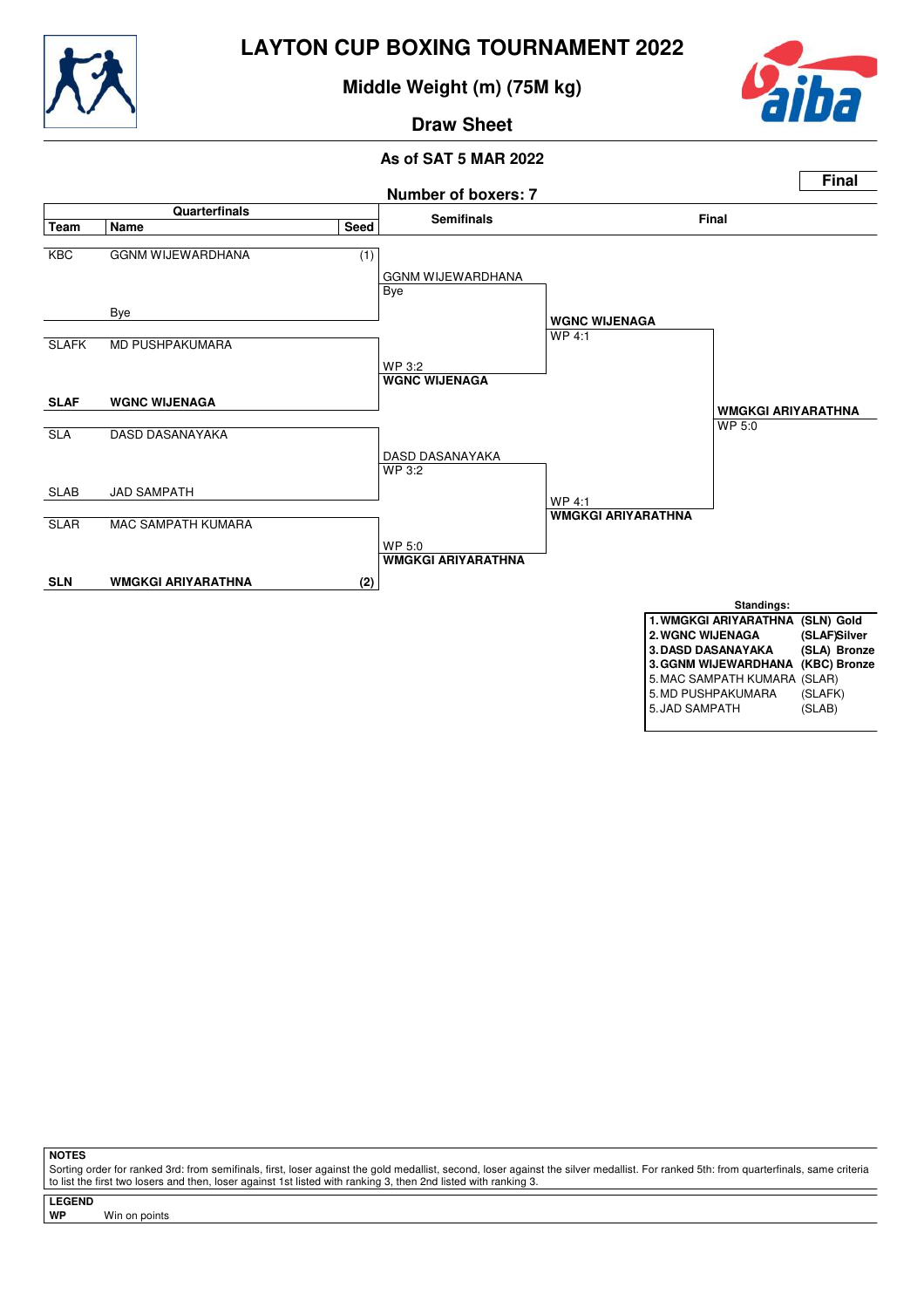# LAYTON CUP BOXING TOURNAMENT 2022

## Middle Weight (m) (75M kg)

### Draw Sheet

**As of SAT 5 MAR 2022**

**Final**

**Number of boxers: 7**

### Quarterfinals

| Team | Name | Seed |
|---|---|---|
| KBC | GGNM WIJEWARDHANA | (1) |
| | Bye | |
| SLAFK | MD PUSHPAKUMARA | |
| **SLAF** | **WGNC WIJENAGA** | |
| SLA | DASD DASANAYAKA | |
| SLAB | JAD SAMPATH | |
| SLAR | MAC SAMPATH KUMARA | |
| **SLN** | **WMGKGI ARIYARATHNA** | **(2)** |

### Semifinals

| Semifinalist | Result |
|---|---|
| GGNM WIJEWARDHANA | Bye |
| **WGNC WIJENAGA** | WP 3:2 |
| DASD DASANAYAKA | WP 3:2 |
| **WMGKGI ARIYARATHNA** | WP 5:0 |

### Final

| Finalist | Result |
|---|---|
| **WGNC WIJENAGA** | WP 4:1 |
| **WMGKGI ARIYARATHNA** | WP 4:1 |

**Winner: WMGKGI ARIYARATHNA** — WP 5:0

### Standings:

| Rank | Name | Team | Medal |
|---|---|---|---|
| **1.** | **WMGKGI ARIYARATHNA** | **(SLN)** | **Gold** |
| **2.** | **WGNC WIJENAGA** | **(SLAF)** | **Silver** |
| **3.** | **DASD DASANAYAKA** | **(SLA)** | **Bronze** |
| **3.** | **GGNM WIJEWARDHANA** | **(KBC)** | **Bronze** |
| 5. | MAC SAMPATH KUMARA | (SLAR) | |
| 5. | MD PUSHPAKUMARA | (SLAFK) | |
| 5. | JAD SAMPATH | (SLAB) | |

**NOTES**

Sorting order for ranked 3rd: from semifinals, first, loser against the gold medallist, second, loser against the silver medallist. For ranked 5th: from quarterfinals, same criteria to list the first two losers and then, loser against 1st listed with ranking 3, then 2nd listed with ranking 3.

**LEGEND**

**WP** Win on points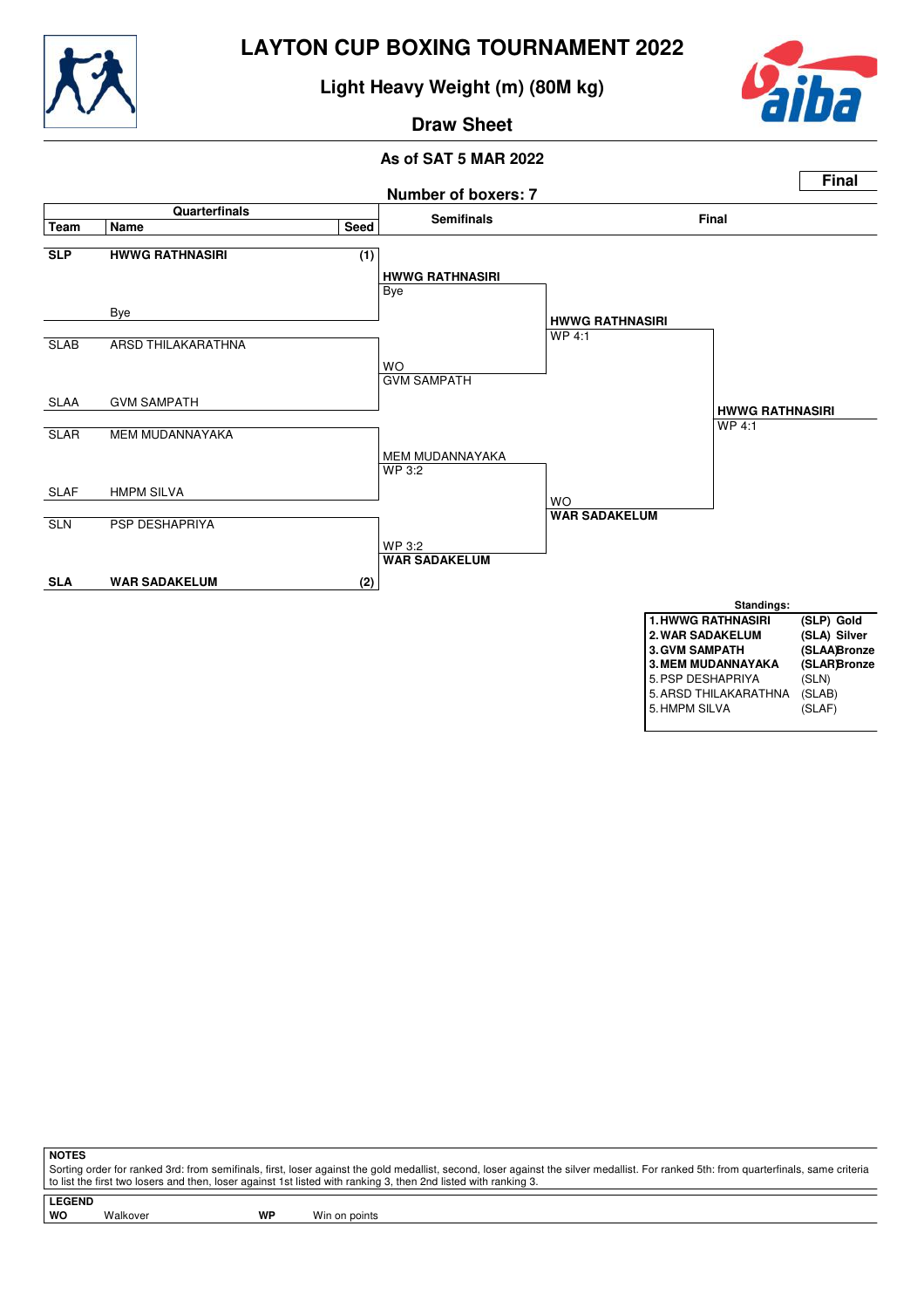# LAYTON CUP BOXING TOURNAMENT 2022

## Light Heavy Weight (m) (80M kg)

## Draw Sheet

**As of SAT 5 MAR 2022**

**Final**

**Number of boxers: 7**

| Team | Name | Seed | Semifinals | Final | |
|---|---|---|---|---|---|
| **SLP** | **HWWG RATHNASIRI** | **(1)** | **HWWG RATHNASIRI** Bye | **HWWG RATHNASIRI** WP 4:1 | **HWWG RATHNASIRI** WP 4:1 |
| | Bye | | | | |
| SLAB | ARSD THILAKARATHNA | | WO GVM SAMPATH | | |
| SLAA | GVM SAMPATH | | | | |
| SLAR | MEM MUDANNAYAKA | | MEM MUDANNAYAKA WP 3:2 | WO **WAR SADAKELUM** | |
| SLAF | HMPM SILVA | | | | |
| SLN | PSP DESHAPRIYA | | WP 3:2 **WAR SADAKELUM** | | |
| **SLA** | **WAR SADAKELUM** | **(2)** | | | |

**Standings:**

| | | |
|---|---|---|
| **1. HWWG RATHNASIRI** | **(SLP)** | **Gold** |
| **2. WAR SADAKELUM** | **(SLA)** | **Silver** |
| **3. GVM SAMPATH** | **(SLAA)** | **Bronze** |
| **3. MEM MUDANNAYAKA** | **(SLAR)** | **Bronze** |
| 5. PSP DESHAPRIYA | (SLN) | |
| 5. ARSD THILAKARATHNA | (SLAB) | |
| 5. HMPM SILVA | (SLAF) | |

**NOTES**

Sorting order for ranked 3rd: from semifinals, first, loser against the gold medallist, second, loser against the silver medallist. For ranked 5th: from quarterfinals, same criteria to list the first two losers and then, loser against 1st listed with ranking 3, then 2nd listed with ranking 3.

**LEGEND**

**WO** Walkover **WP** Win on points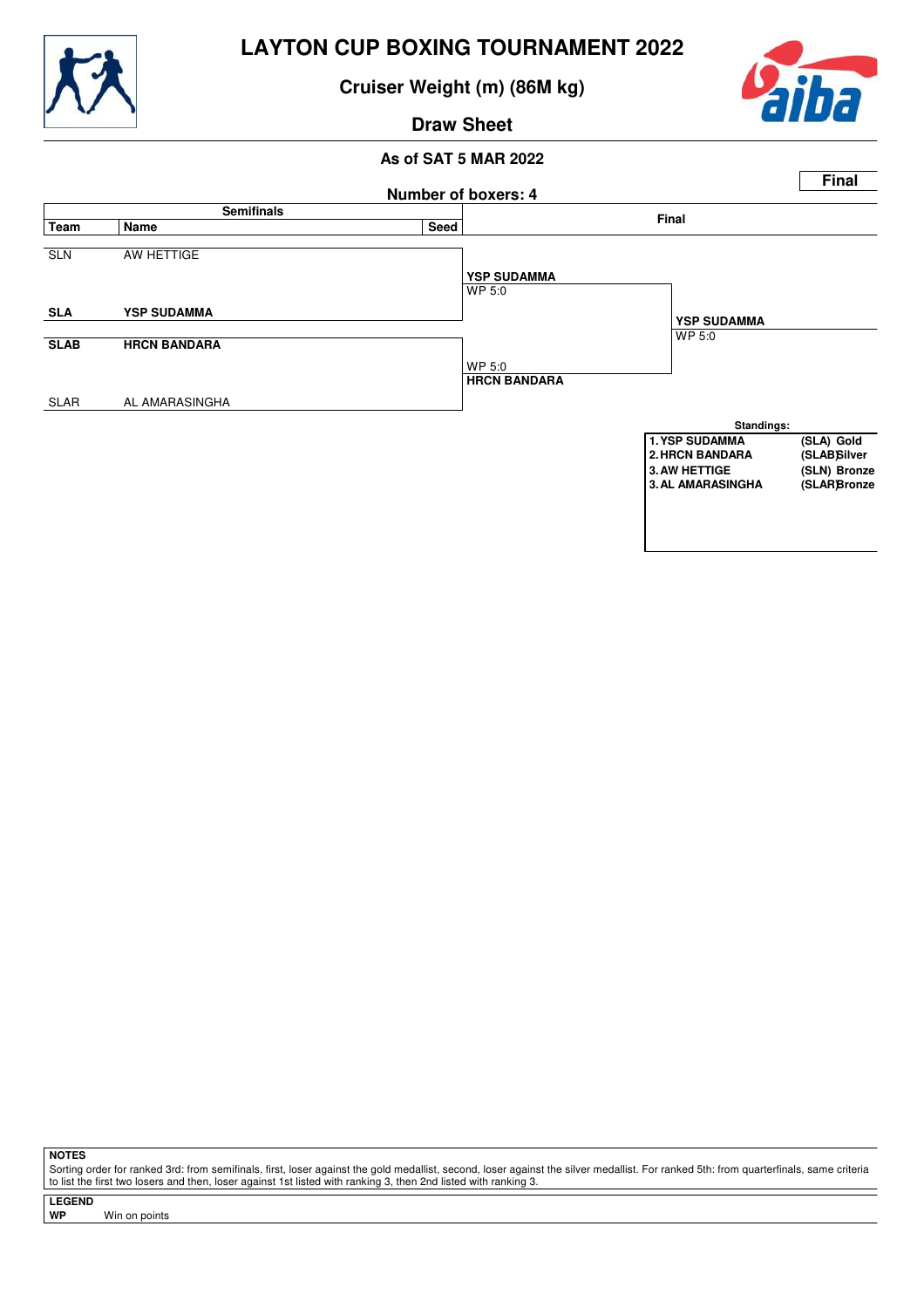# LAYTON CUP BOXING TOURNAMENT 2022

## Cruiser Weight (m) (86M kg)

## Draw Sheet

**As of SAT 5 MAR 2022**

**Number of boxers: 4**

**Final**

| Team | Name | Seed | Semifinals | Final |
|---|---|---|---|---|
| SLN | AW HETTIGE | | | |
| | | | **YSP SUDAMMA** WP 5:0 | |
| **SLA** | **YSP SUDAMMA** | | | |
| | | | | **YSP SUDAMMA** WP 5:0 |
| **SLAB** | **HRCN BANDARA** | | | |
| | | | WP 5:0 **HRCN BANDARA** | |
| SLAR | AL AMARASINGHA | | | |

**Standings:**

| | | |
|---|---|---|
| 1. | YSP SUDAMMA | (SLA) Gold |
| 2. | HRCN BANDARA | (SLAB) Silver |
| 3. | AW HETTIGE | (SLN) Bronze |
| 3. | AL AMARASINGHA | (SLAR) Bronze |

**NOTES**

Sorting order for ranked 3rd: from semifinals, first, loser against the gold medallist, second, loser against the silver medallist. For ranked 5th: from quarterfinals, same criteria to list the first two losers and then, loser against 1st listed with ranking 3, then 2nd listed with ranking 3.

**LEGEND**

**WP** Win on points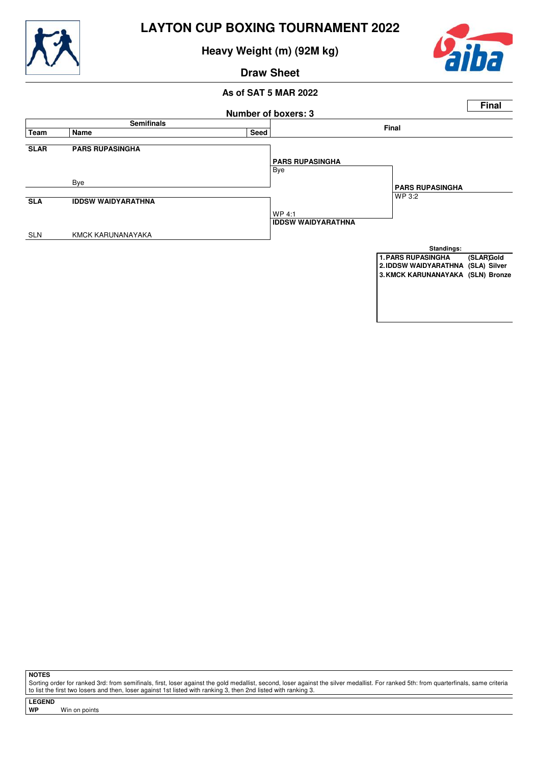# LAYTON CUP BOXING TOURNAMENT 2022

## Heavy Weight (m) (92M kg)

## Draw Sheet

**As of SAT 5 MAR 2022**

**Final**

**Number of boxers: 3**

| Team | Name | Seed | Semifinals | Final |
|---|---|---|---|---|
| **SLAR** | **PARS RUPASINGHA** | | **PARS RUPASINGHA** | |
| | Bye | | Bye | **PARS RUPASINGHA** |
| **SLA** | **IDDSW WAIDYARATHNA** | | WP 4:1 | WP 3:2 |
| SLN | KMCK KARUNANAYAKA | | **IDDSW WAIDYARATHNA** | |

**Standings:**

| | | |
|---|---|---|
| **1. PARS RUPASINGHA** | **(SLAR)** | **Gold** |
| **2. IDDSW WAIDYARATHNA** | **(SLA)** | **Silver** |
| **3. KMCK KARUNANAYAKA** | **(SLN)** | **Bronze** |

**NOTES**

Sorting order for ranked 3rd: from semifinals, first, loser against the gold medallist, second, loser against the silver medallist. For ranked 5th: from quarterfinals, same criteria to list the first two losers and then, loser against 1st listed with ranking 3, then 2nd listed with ranking 3.

**LEGEND**

**WP** Win on points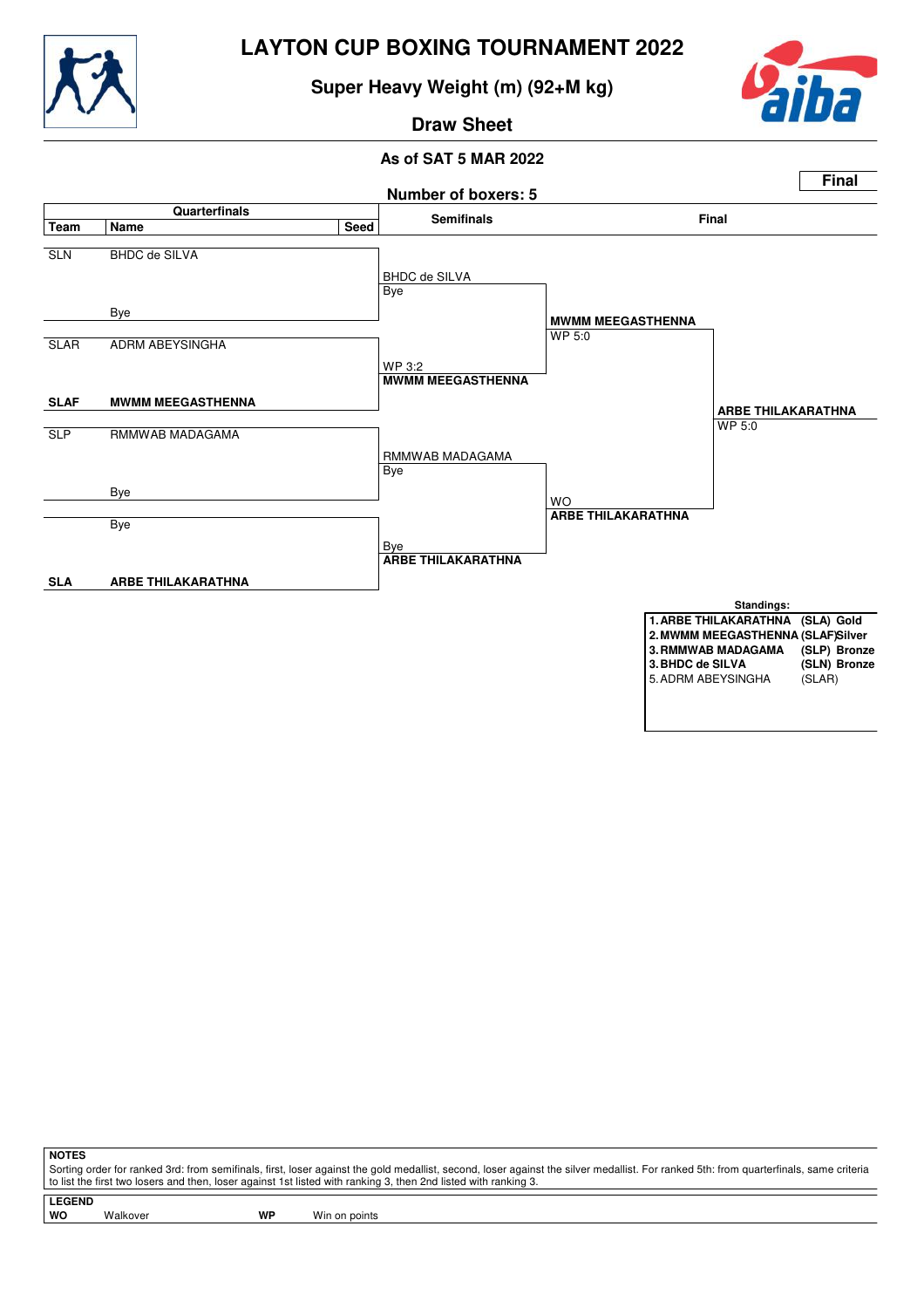# LAYTON CUP BOXING TOURNAMENT 2022

## Super Heavy Weight (m) (92+M kg)

### Draw Sheet

**As of SAT 5 MAR 2022**

**Final**

**Number of boxers: 5**

| Team | Name | Seed | Semifinals | Final | |
|---|---|---|---|---|---|
| SLN | BHDC de SILVA | | BHDC de SILVA<br>Bye | | |
| | Bye | | | **MWMM MEEGASTHENNA**<br>WP 5:0 | |
| SLAR | ADRM ABEYSINGHA | | WP 3:2<br>**MWMM MEEGASTHENNA** | | |
| **SLAF** | **MWMM MEEGASTHENNA** | | | | **ARBE THILAKARATHNA**<br>WP 5:0 |
| SLP | RMMWAB MADAGAMA | | RMMWAB MADAGAMA<br>Bye | | |
| | Bye | | | WO<br>**ARBE THILAKARATHNA** | |
| | Bye | | Bye<br>**ARBE THILAKARATHNA** | | |
| **SLA** | **ARBE THILAKARATHNA** | | | | |

**Standings:**

| | | | |
|---|---|---|---|
| **1.** | **ARBE THILAKARATHNA** | **(SLA)** | **Gold** |
| **2.** | **MWMM MEEGASTHENNA** | **(SLAF)** | **Silver** |
| **3.** | **RMMWAB MADAGAMA** | **(SLP)** | **Bronze** |
| **3.** | **BHDC de SILVA** | **(SLN)** | **Bronze** |
| 5. | ADRM ABEYSINGHA | (SLAR) | |

**NOTES**

Sorting order for ranked 3rd: from semifinals, first, loser against the gold medallist, second, loser against the silver medallist. For ranked 5th: from quarterfinals, same criteria to list the first two losers and then, loser against 1st listed with ranking 3, then 2nd listed with ranking 3.

**LEGEND**

**WO** Walkover    **WP** Win on points